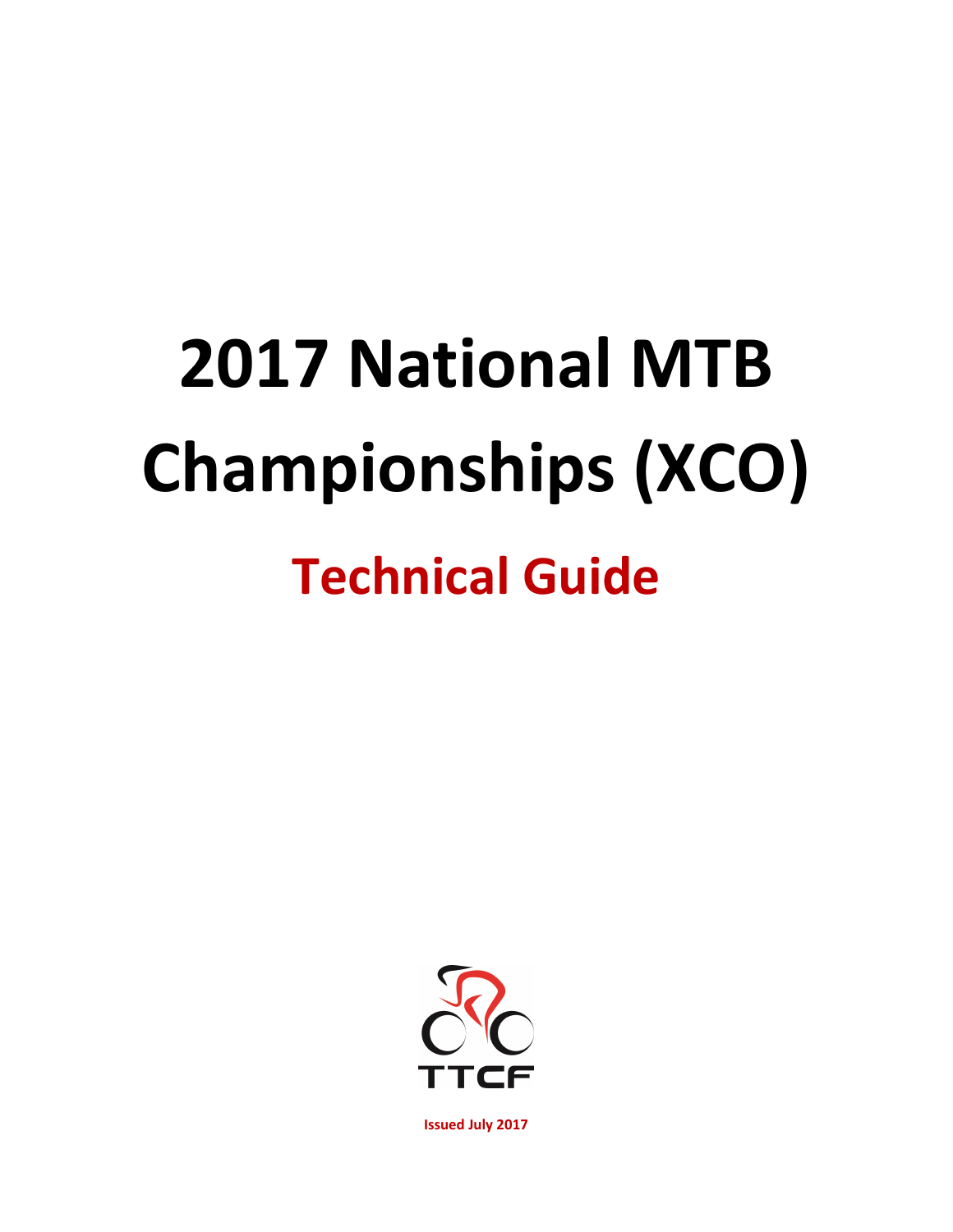# 2017 National MTB Championships (XCO)

## Technical Guide

TTCF

Issued July 2017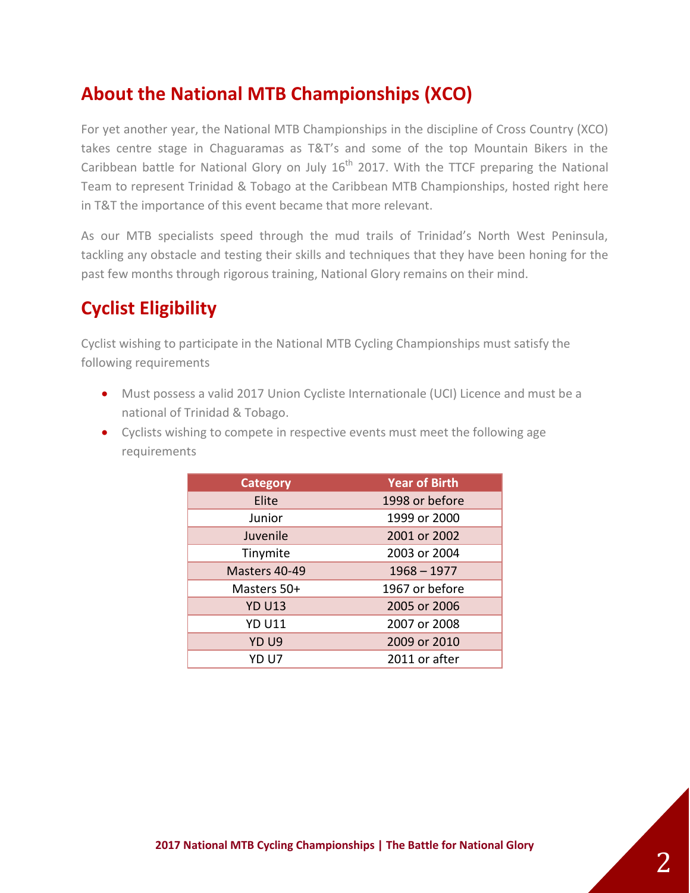## About the National MTB Championships (XCO)

For yet another year, the National MTB Championships in the discipline of Cross Country (XCO) takes centre stage in Chaguaramas as T&T's and some of the top Mountain Bikers in the Caribbean battle for National Glory on July 16th 2017. With the TTCF preparing the National Team to represent Trinidad & Tobago at the Caribbean MTB Championships, hosted right here in T&T the importance of this event became that more relevant.

As our MTB specialists speed through the mud trails of Trinidad's North West Peninsula, tackling any obstacle and testing their skills and techniques that they have been honing for the past few months through rigorous training, National Glory remains on their mind.

## Cyclist Eligibility

Cyclist wishing to participate in the National MTB Cycling Championships must satisfy the following requirements

- Must possess a valid 2017 Union Cycliste Internationale (UCI) Licence and must be a national of Trinidad & Tobago.
- Cyclists wishing to compete in respective events must meet the following age requirements

| Category | Year of Birth |
|---|---|
| Elite | 1998 or before |
| Junior | 1999 or 2000 |
| Juvenile | 2001 or 2002 |
| Tinymite | 2003 or 2004 |
| Masters 40-49 | 1968 – 1977 |
| Masters 50+ | 1967 or before |
| YD U13 | 2005 or 2006 |
| YD U11 | 2007 or 2008 |
| YD U9 | 2009 or 2010 |
| YD U7 | 2011 or after |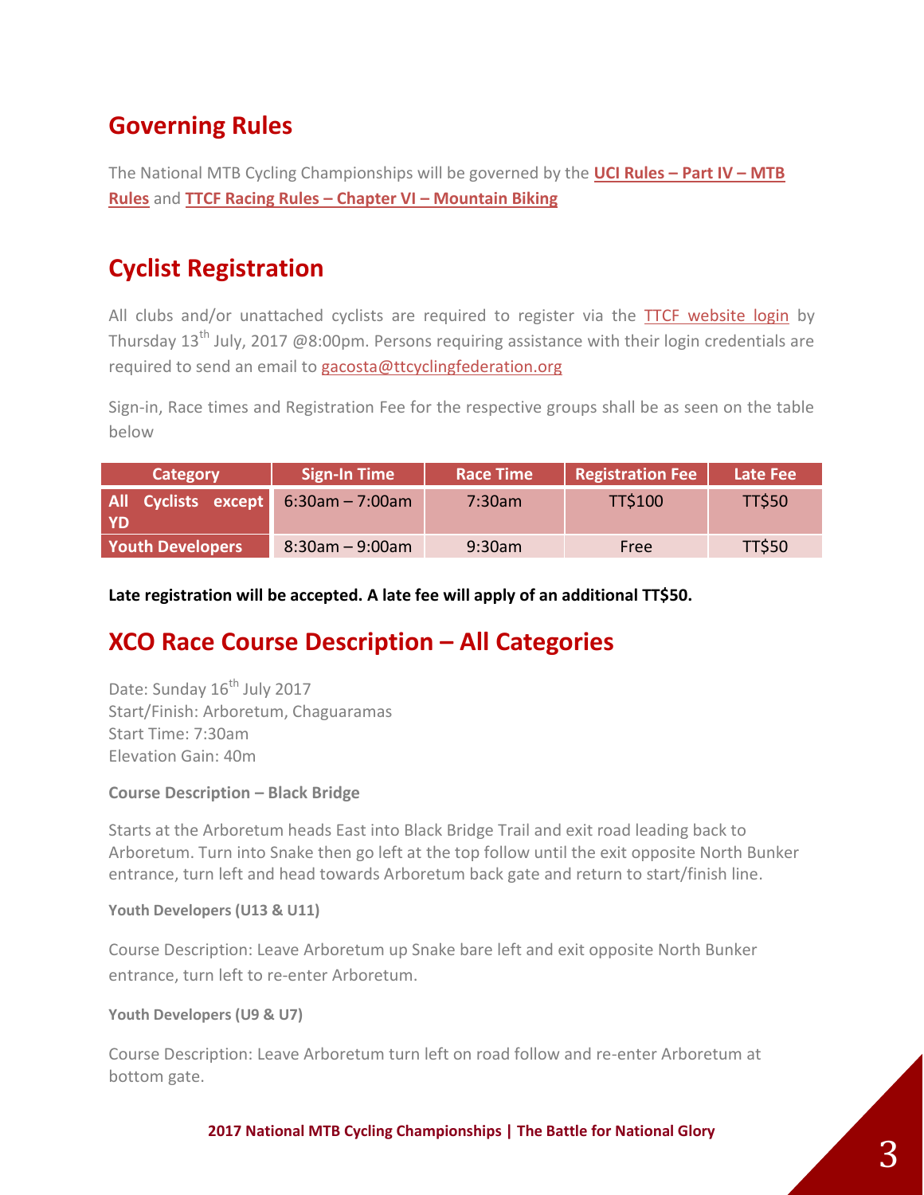## Governing Rules

The National MTB Cycling Championships will be governed by the **UCI Rules – Part IV – MTB Rules** and **TTCF Racing Rules – Chapter VI – Mountain Biking**

## Cyclist Registration

All clubs and/or unattached cyclists are required to register via the TTCF website login by Thursday 13th July, 2017 @8:00pm. Persons requiring assistance with their login credentials are required to send an email to gacosta@ttcyclingfederation.org

Sign-in, Race times and Registration Fee for the respective groups shall be as seen on the table below

| Category | Sign-In Time | Race Time | Registration Fee | Late Fee |
|---|---|---|---|---|
| All Cyclists except YD | 6:30am – 7:00am | 7:30am | TT$100 | TT$50 |
| Youth Developers | 8:30am – 9:00am | 9:30am | Free | TT$50 |

**Late registration will be accepted. A late fee will apply of an additional TT$50.**

## XCO Race Course Description – All Categories

Date: Sunday 16th July 2017
Start/Finish: Arboretum, Chaguaramas
Start Time: 7:30am
Elevation Gain: 40m

**Course Description – Black Bridge**

Starts at the Arboretum heads East into Black Bridge Trail and exit road leading back to Arboretum. Turn into Snake then go left at the top follow until the exit opposite North Bunker entrance, turn left and head towards Arboretum back gate and return to start/finish line.

**Youth Developers (U13 & U11)**

Course Description: Leave Arboretum up Snake bare left and exit opposite North Bunker entrance, turn left to re-enter Arboretum.

**Youth Developers (U9 & U7)**

Course Description: Leave Arboretum turn left on road follow and re-enter Arboretum at bottom gate.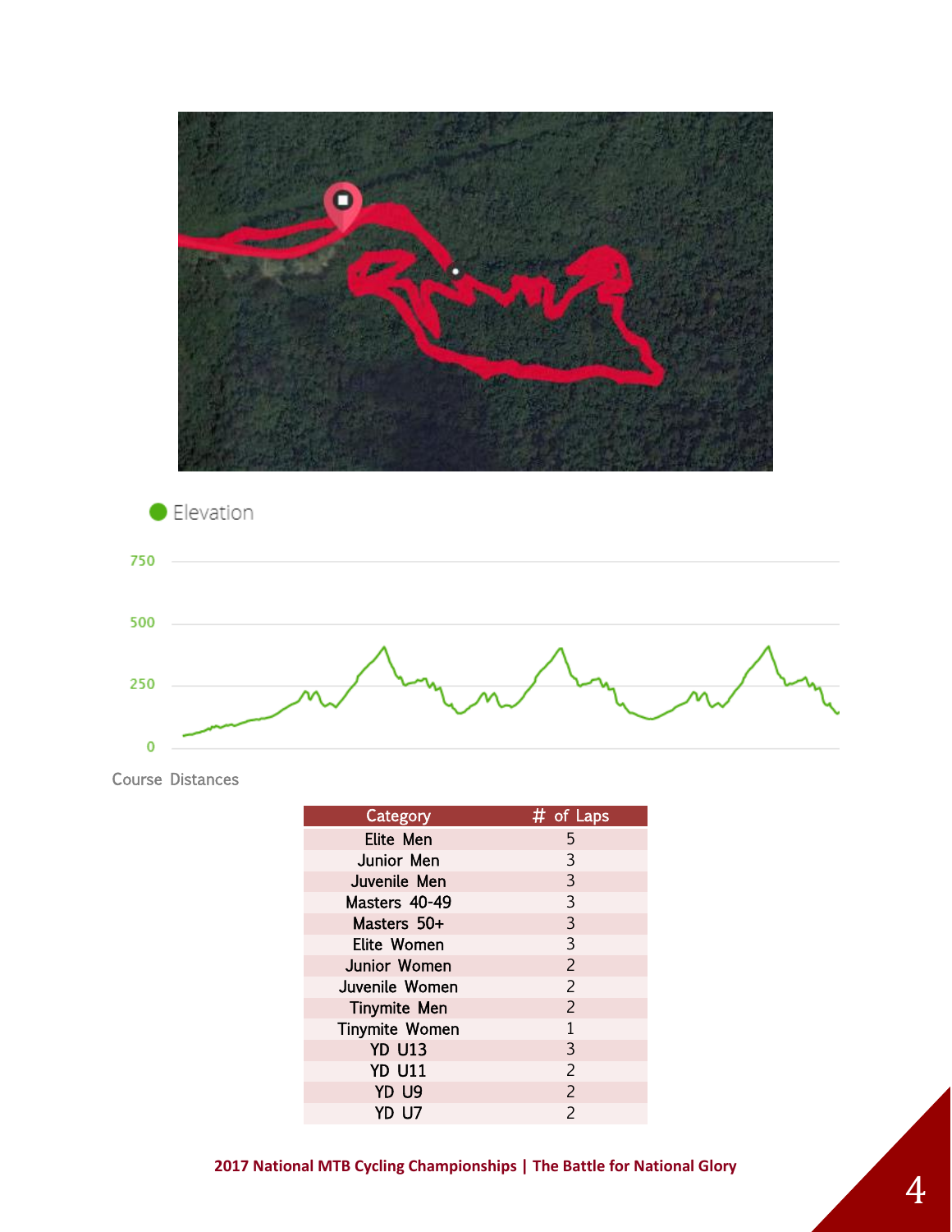Elevation

750

500

250

0

Course Distances

| Category | # of Laps |
|---|---|
| Elite Men | 5 |
| Junior Men | 3 |
| Juvenile Men | 3 |
| Masters 40-49 | 3 |
| Masters 50+ | 3 |
| Elite Women | 3 |
| Junior Women | 2 |
| Juvenile Women | 2 |
| Tinymite Men | 2 |
| Tinymite Women | 1 |
| YD U13 | 3 |
| YD U11 | 2 |
| YD U9 | 2 |
| YD U7 | 2 |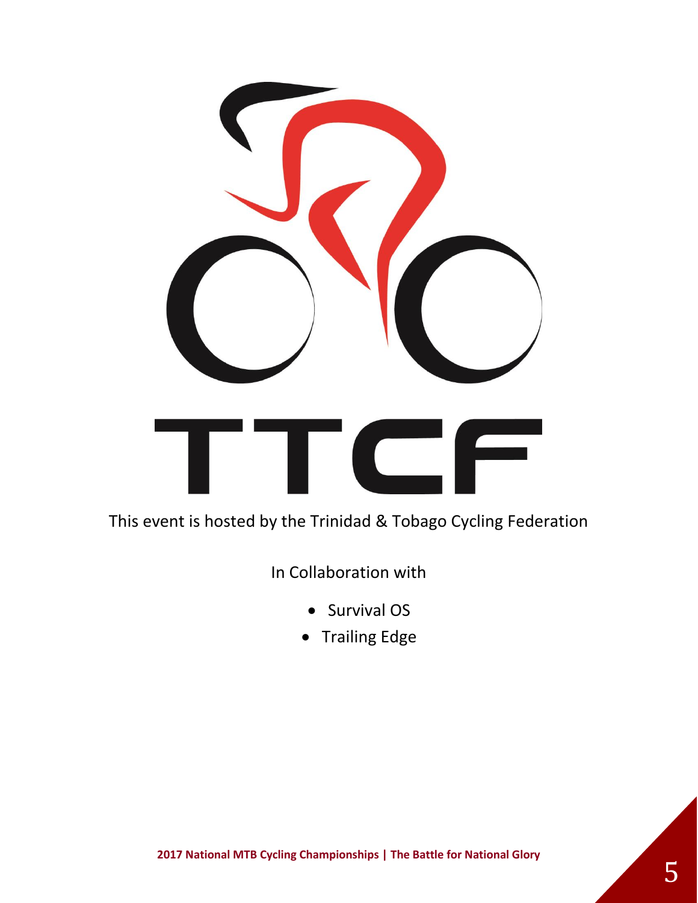TTCF

This event is hosted by the Trinidad & Tobago Cycling Federation

In Collaboration with

- Survival OS
- Trailing Edge